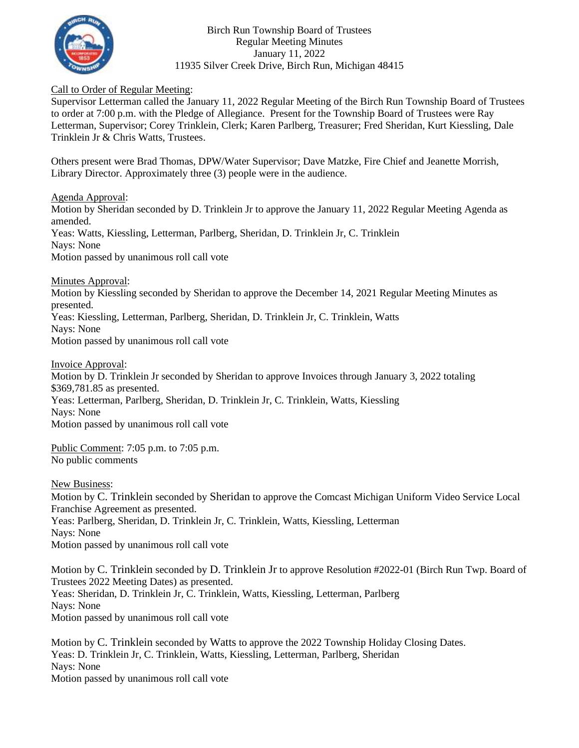Birch Run Township Board of Trustees
Regular Meeting Minutes
January 11, 2022
11935 Silver Creek Drive, Birch Run, Michigan 48415

Call to Order of Regular Meeting:
Supervisor Letterman called the January 11, 2022 Regular Meeting of the Birch Run Township Board of Trustees to order at 7:00 p.m. with the Pledge of Allegiance. Present for the Township Board of Trustees were Ray Letterman, Supervisor; Corey Trinklein, Clerk; Karen Parlberg, Treasurer; Fred Sheridan, Kurt Kiessling, Dale Trinklein Jr & Chris Watts, Trustees.

Others present were Brad Thomas, DPW/Water Supervisor; Dave Matzke, Fire Chief and Jeanette Morrish, Library Director. Approximately three (3) people were in the audience.

Agenda Approval:
Motion by Sheridan seconded by D. Trinklein Jr to approve the January 11, 2022 Regular Meeting Agenda as amended.
Yeas: Watts, Kiessling, Letterman, Parlberg, Sheridan, D. Trinklein Jr, C. Trinklein
Nays: None
Motion passed by unanimous roll call vote

Minutes Approval:
Motion by Kiessling seconded by Sheridan to approve the December 14, 2021 Regular Meeting Minutes as presented.
Yeas: Kiessling, Letterman, Parlberg, Sheridan, D. Trinklein Jr, C. Trinklein, Watts
Nays: None
Motion passed by unanimous roll call vote

Invoice Approval:
Motion by D. Trinklein Jr seconded by Sheridan to approve Invoices through January 3, 2022 totaling $369,781.85 as presented.
Yeas: Letterman, Parlberg, Sheridan, D. Trinklein Jr, C. Trinklein, Watts, Kiessling
Nays: None
Motion passed by unanimous roll call vote

Public Comment: 7:05 p.m. to 7:05 p.m.
No public comments

New Business:
Motion by C. Trinklein seconded by Sheridan to approve the Comcast Michigan Uniform Video Service Local Franchise Agreement as presented.
Yeas: Parlberg, Sheridan, D. Trinklein Jr, C. Trinklein, Watts, Kiessling, Letterman
Nays: None
Motion passed by unanimous roll call vote

Motion by C. Trinklein seconded by D. Trinklein Jr to approve Resolution #2022-01 (Birch Run Twp. Board of Trustees 2022 Meeting Dates) as presented.
Yeas: Sheridan, D. Trinklein Jr, C. Trinklein, Watts, Kiessling, Letterman, Parlberg
Nays: None
Motion passed by unanimous roll call vote

Motion by C. Trinklein seconded by Watts to approve the 2022 Township Holiday Closing Dates.
Yeas: D. Trinklein Jr, C. Trinklein, Watts, Kiessling, Letterman, Parlberg, Sheridan
Nays: None
Motion passed by unanimous roll call vote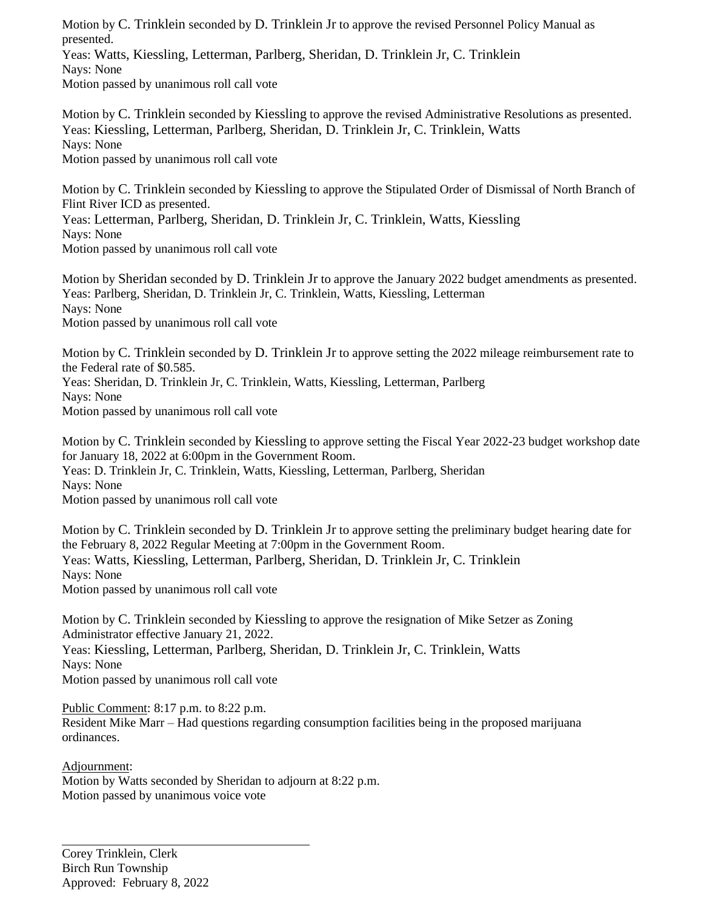Motion by C. Trinklein seconded by D. Trinklein Jr to approve the revised Personnel Policy Manual as presented.
Yeas: Watts, Kiessling, Letterman, Parlberg, Sheridan, D. Trinklein Jr, C. Trinklein
Nays: None
Motion passed by unanimous roll call vote

Motion by C. Trinklein seconded by Kiessling to approve the revised Administrative Resolutions as presented.
Yeas: Kiessling, Letterman, Parlberg, Sheridan, D. Trinklein Jr, C. Trinklein, Watts
Nays: None
Motion passed by unanimous roll call vote

Motion by C. Trinklein seconded by Kiessling to approve the Stipulated Order of Dismissal of North Branch of Flint River ICD as presented.
Yeas: Letterman, Parlberg, Sheridan, D. Trinklein Jr, C. Trinklein, Watts, Kiessling
Nays: None
Motion passed by unanimous roll call vote

Motion by Sheridan seconded by D. Trinklein Jr to approve the January 2022 budget amendments as presented.
Yeas: Parlberg, Sheridan, D. Trinklein Jr, C. Trinklein, Watts, Kiessling, Letterman
Nays: None
Motion passed by unanimous roll call vote

Motion by C. Trinklein seconded by D. Trinklein Jr to approve setting the 2022 mileage reimbursement rate to the Federal rate of $0.585.
Yeas: Sheridan, D. Trinklein Jr, C. Trinklein, Watts, Kiessling, Letterman, Parlberg
Nays: None
Motion passed by unanimous roll call vote

Motion by C. Trinklein seconded by Kiessling to approve setting the Fiscal Year 2022-23 budget workshop date for January 18, 2022 at 6:00pm in the Government Room.
Yeas: D. Trinklein Jr, C. Trinklein, Watts, Kiessling, Letterman, Parlberg, Sheridan
Nays: None
Motion passed by unanimous roll call vote

Motion by C. Trinklein seconded by D. Trinklein Jr to approve setting the preliminary budget hearing date for the February 8, 2022 Regular Meeting at 7:00pm in the Government Room.
Yeas: Watts, Kiessling, Letterman, Parlberg, Sheridan, D. Trinklein Jr, C. Trinklein
Nays: None
Motion passed by unanimous roll call vote

Motion by C. Trinklein seconded by Kiessling to approve the resignation of Mike Setzer as Zoning Administrator effective January 21, 2022.
Yeas: Kiessling, Letterman, Parlberg, Sheridan, D. Trinklein Jr, C. Trinklein, Watts
Nays: None
Motion passed by unanimous roll call vote

Public Comment: 8:17 p.m. to 8:22 p.m.
Resident Mike Marr – Had questions regarding consumption facilities being in the proposed marijuana ordinances.

Adjournment:
Motion by Watts seconded by Sheridan to adjourn at 8:22 p.m.
Motion passed by unanimous voice vote

\_\_\_\_\_\_\_\_\_\_\_\_\_\_\_\_\_\_\_\_\_\_\_\_\_\_\_\_\_\_\_\_\_\_\_\_\_\_

Corey Trinklein, Clerk
Birch Run Township
Approved: February 8, 2022